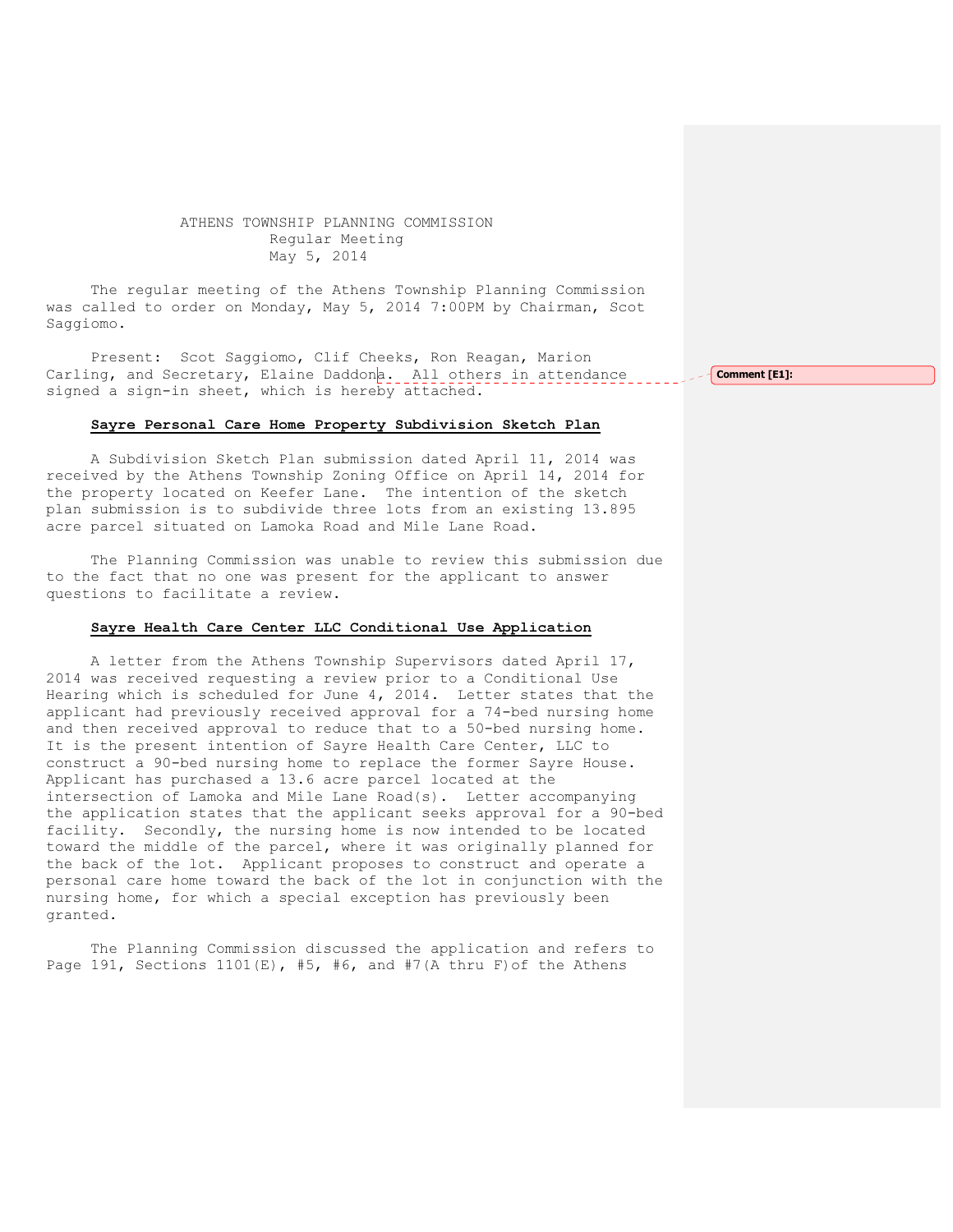ATHENS TOWNSHIP PLANNING COMMISSION
Regular Meeting
May 5, 2014

The regular meeting of the Athens Township Planning Commission was called to order on Monday, May 5, 2014 7:00PM by Chairman, Scot Saggiomo.

Present: Scot Saggiomo, Clif Cheeks, Ron Reagan, Marion Carling, and Secretary, Elaine Daddona. All others in attendance signed a sign-in sheet, which is hereby attached.

Comment [E1]:

**Sayre Personal Care Home Property Subdivision Sketch Plan**

A Subdivision Sketch Plan submission dated April 11, 2014 was received by the Athens Township Zoning Office on April 14, 2014 for the property located on Keefer Lane. The intention of the sketch plan submission is to subdivide three lots from an existing 13.895 acre parcel situated on Lamoka Road and Mile Lane Road.

The Planning Commission was unable to review this submission due to the fact that no one was present for the applicant to answer questions to facilitate a review.

**Sayre Health Care Center LLC Conditional Use Application**

A letter from the Athens Township Supervisors dated April 17, 2014 was received requesting a review prior to a Conditional Use Hearing which is scheduled for June 4, 2014. Letter states that the applicant had previously received approval for a 74-bed nursing home and then received approval to reduce that to a 50-bed nursing home. It is the present intention of Sayre Health Care Center, LLC to construct a 90-bed nursing home to replace the former Sayre House. Applicant has purchased a 13.6 acre parcel located at the intersection of Lamoka and Mile Lane Road(s). Letter accompanying the application states that the applicant seeks approval for a 90-bed facility. Secondly, the nursing home is now intended to be located toward the middle of the parcel, where it was originally planned for the back of the lot. Applicant proposes to construct and operate a personal care home toward the back of the lot in conjunction with the nursing home, for which a special exception has previously been granted.

The Planning Commission discussed the application and refers to Page 191, Sections 1101(E), #5, #6, and #7(A thru F)of the Athens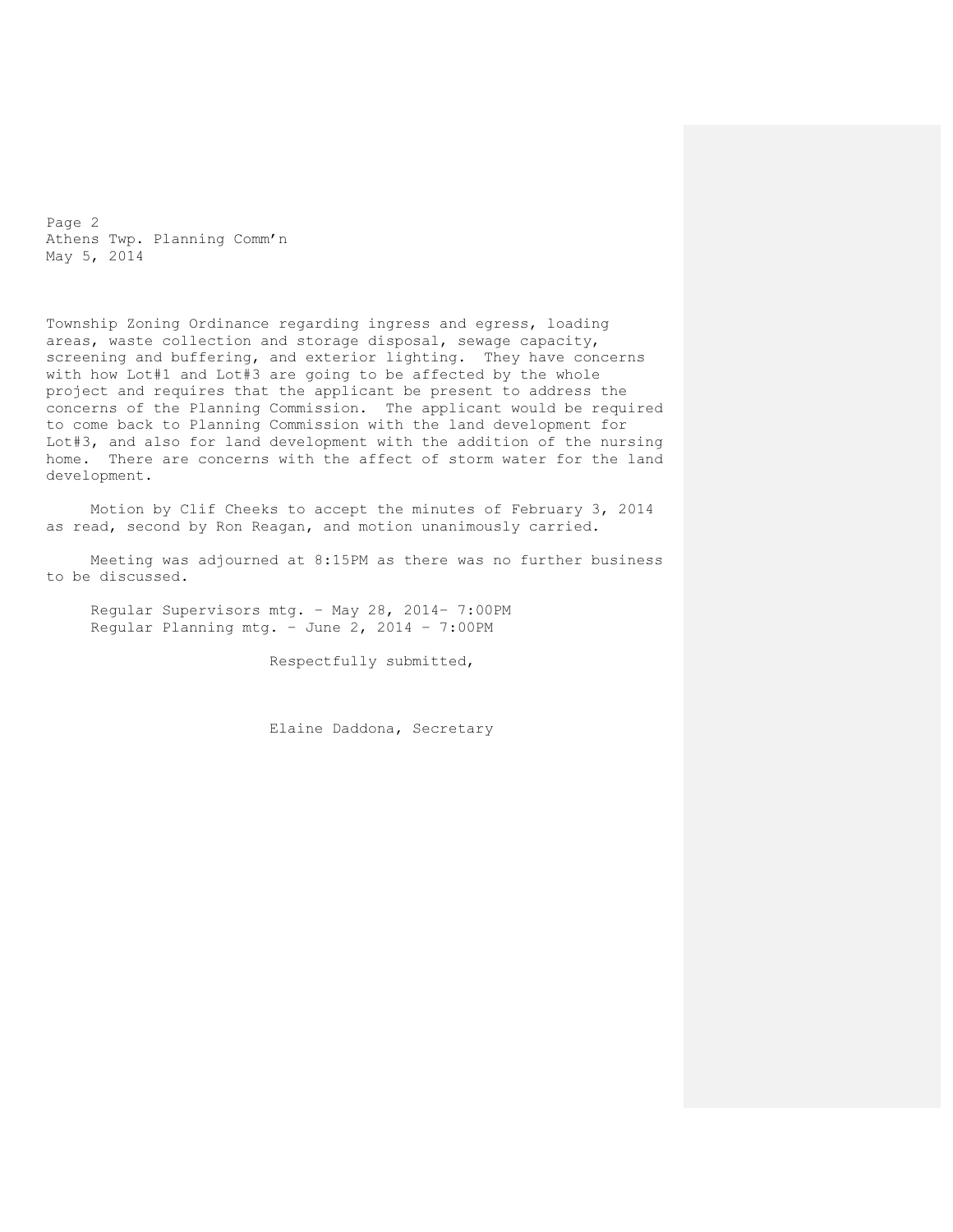Township Zoning Ordinance regarding ingress and egress, loading areas, waste collection and storage disposal, sewage capacity, screening and buffering, and exterior lighting. They have concerns with how Lot#1 and Lot#3 are going to be affected by the whole project and requires that the applicant be present to address the concerns of the Planning Commission. The applicant would be required to come back to Planning Commission with the land development for Lot#3, and also for land development with the addition of the nursing home. There are concerns with the affect of storm water for the land development.

Motion by Clif Cheeks to accept the minutes of February 3, 2014 as read, second by Ron Reagan, and motion unanimously carried.

Meeting was adjourned at 8:15PM as there was no further business to be discussed.

Regular Supervisors mtg. – May 28, 2014– 7:00PM
Regular Planning mtg. – June 2, 2014 – 7:00PM

Respectfully submitted,

Elaine Daddona, Secretary